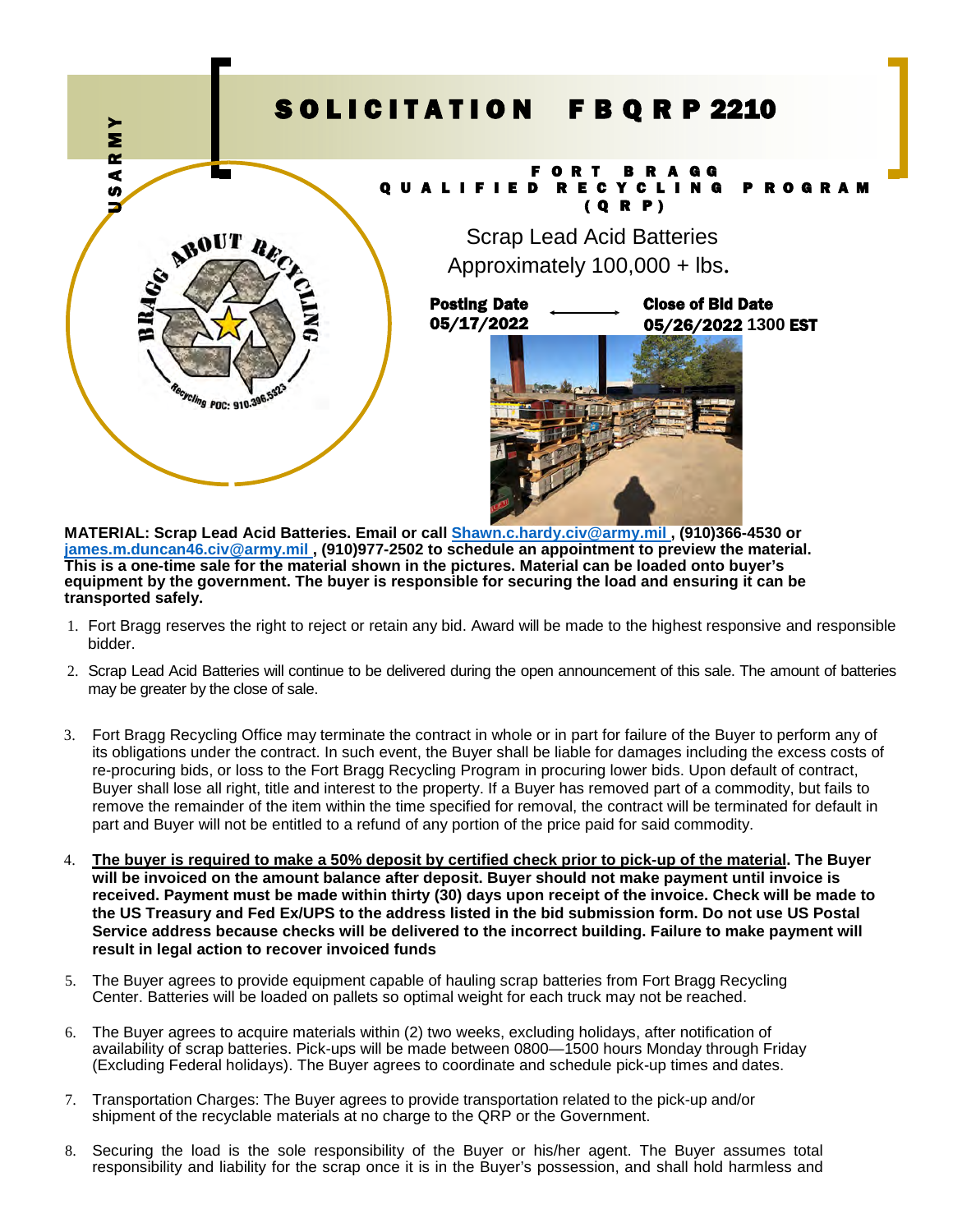US ARMY

# SOLICITATION FBQRP 2210

FORT BRAGG
QUALIFIED RECYCLING PROGRAM
(QRP)

Scrap Lead Acid Batteries
Approximately 100,000 + lbs.

**Posting Date 05/17/2022** ⟶ **Close of Bid Date 05/26/2022** 1300 **EST**

BRAGG ABOUT RECYCLING
Recycling POC: 910.396.5323

**MATERIAL: Scrap Lead Acid Batteries. Email or call Shawn.c.hardy.civ@army.mil , (910)366-4530 or james.m.duncan46.civ@army.mil , (910)977-2502 to schedule an appointment to preview the material. This is a one-time sale for the material shown in the pictures. Material can be loaded onto buyer's equipment by the government. The buyer is responsible for securing the load and ensuring it can be transported safely.**

1. Fort Bragg reserves the right to reject or retain any bid. Award will be made to the highest responsive and responsible bidder.
2. Scrap Lead Acid Batteries will continue to be delivered during the open announcement of this sale. The amount of batteries may be greater by the close of sale.
3. Fort Bragg Recycling Office may terminate the contract in whole or in part for failure of the Buyer to perform any of its obligations under the contract. In such event, the Buyer shall be liable for damages including the excess costs of re-procuring bids, or loss to the Fort Bragg Recycling Program in procuring lower bids. Upon default of contract, Buyer shall lose all right, title and interest to the property. If a Buyer has removed part of a commodity, but fails to remove the remainder of the item within the time specified for removal, the contract will be terminated for default in part and Buyer will not be entitled to a refund of any portion of the price paid for said commodity.
4. **<u>The buyer is required to make a 50% deposit by certified check prior to pick-up of the material</u>. The Buyer will be invoiced on the amount balance after deposit. Buyer should not make payment until invoice is received. Payment must be made within thirty (30) days upon receipt of the invoice. Check will be made to the US Treasury and Fed Ex/UPS to the address listed in the bid submission form. Do not use US Postal Service address because checks will be delivered to the incorrect building. Failure to make payment will result in legal action to recover invoiced funds**
5. The Buyer agrees to provide equipment capable of hauling scrap batteries from Fort Bragg Recycling Center. Batteries will be loaded on pallets so optimal weight for each truck may not be reached.
6. The Buyer agrees to acquire materials within (2) two weeks, excluding holidays, after notification of availability of scrap batteries. Pick-ups will be made between 0800—1500 hours Monday through Friday (Excluding Federal holidays). The Buyer agrees to coordinate and schedule pick-up times and dates.
7. Transportation Charges: The Buyer agrees to provide transportation related to the pick-up and/or shipment of the recyclable materials at no charge to the QRP or the Government.
8. Securing the load is the sole responsibility of the Buyer or his/her agent. The Buyer assumes total responsibility and liability for the scrap once it is in the Buyer's possession, and shall hold harmless and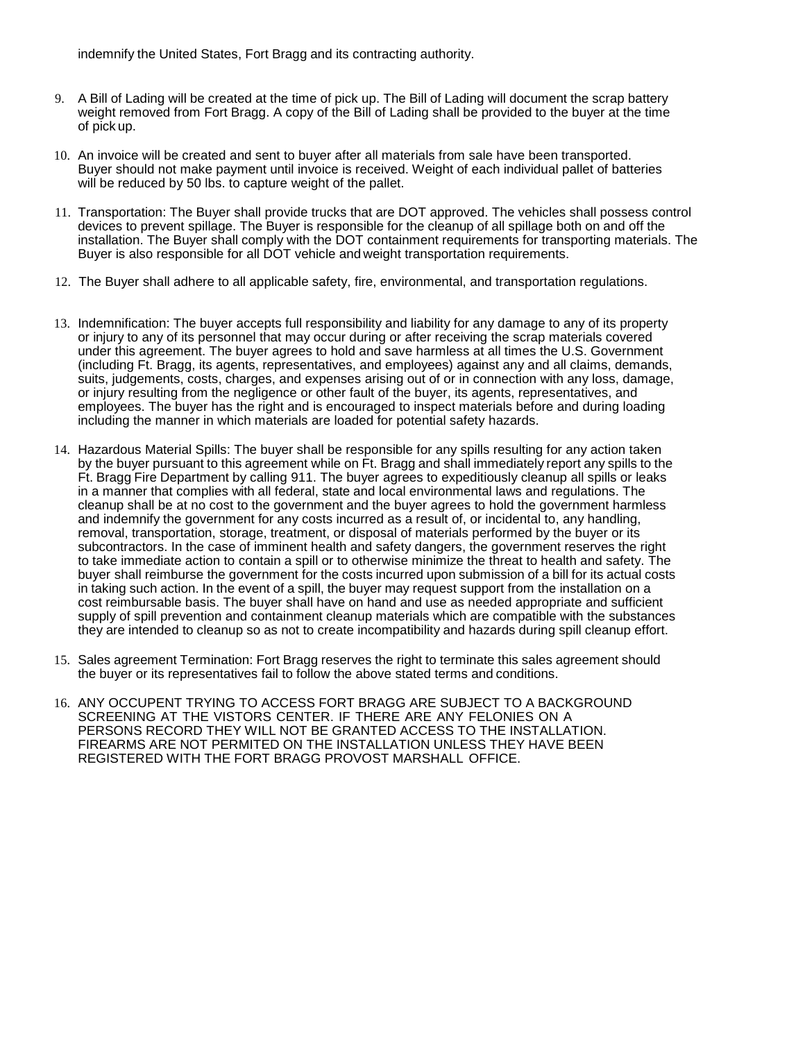indemnify the United States, Fort Bragg and its contracting authority.

9. A Bill of Lading will be created at the time of pick up. The Bill of Lading will document the scrap battery weight removed from Fort Bragg. A copy of the Bill of Lading shall be provided to the buyer at the time of pick up.

10. An invoice will be created and sent to buyer after all materials from sale have been transported. Buyer should not make payment until invoice is received. Weight of each individual pallet of batteries will be reduced by 50 lbs. to capture weight of the pallet.

11. Transportation: The Buyer shall provide trucks that are DOT approved. The vehicles shall possess control devices to prevent spillage. The Buyer is responsible for the cleanup of all spillage both on and off the installation. The Buyer shall comply with the DOT containment requirements for transporting materials. The Buyer is also responsible for all DOT vehicle and weight transportation requirements.

12. The Buyer shall adhere to all applicable safety, fire, environmental, and transportation regulations.

13. Indemnification: The buyer accepts full responsibility and liability for any damage to any of its property or injury to any of its personnel that may occur during or after receiving the scrap materials covered under this agreement. The buyer agrees to hold and save harmless at all times the U.S. Government (including Ft. Bragg, its agents, representatives, and employees) against any and all claims, demands, suits, judgements, costs, charges, and expenses arising out of or in connection with any loss, damage, or injury resulting from the negligence or other fault of the buyer, its agents, representatives, and employees. The buyer has the right and is encouraged to inspect materials before and during loading including the manner in which materials are loaded for potential safety hazards.

14. Hazardous Material Spills: The buyer shall be responsible for any spills resulting for any action taken by the buyer pursuant to this agreement while on Ft. Bragg and shall immediately report any spills to the Ft. Bragg Fire Department by calling 911. The buyer agrees to expeditiously cleanup all spills or leaks in a manner that complies with all federal, state and local environmental laws and regulations. The cleanup shall be at no cost to the government and the buyer agrees to hold the government harmless and indemnify the government for any costs incurred as a result of, or incidental to, any handling, removal, transportation, storage, treatment, or disposal of materials performed by the buyer or its subcontractors. In the case of imminent health and safety dangers, the government reserves the right to take immediate action to contain a spill or to otherwise minimize the threat to health and safety. The buyer shall reimburse the government for the costs incurred upon submission of a bill for its actual costs in taking such action. In the event of a spill, the buyer may request support from the installation on a cost reimbursable basis. The buyer shall have on hand and use as needed appropriate and sufficient supply of spill prevention and containment cleanup materials which are compatible with the substances they are intended to cleanup so as not to create incompatibility and hazards during spill cleanup effort.

15. Sales agreement Termination: Fort Bragg reserves the right to terminate this sales agreement should the buyer or its representatives fail to follow the above stated terms and conditions.

16. ANY OCCUPENT TRYING TO ACCESS FORT BRAGG ARE SUBJECT TO A BACKGROUND SCREENING AT THE VISTORS CENTER. IF THERE ARE ANY FELONIES ON A PERSONS RECORD THEY WILL NOT BE GRANTED ACCESS TO THE INSTALLATION. FIREARMS ARE NOT PERMITED ON THE INSTALLATION UNLESS THEY HAVE BEEN REGISTERED WITH THE FORT BRAGG PROVOST MARSHALL OFFICE.